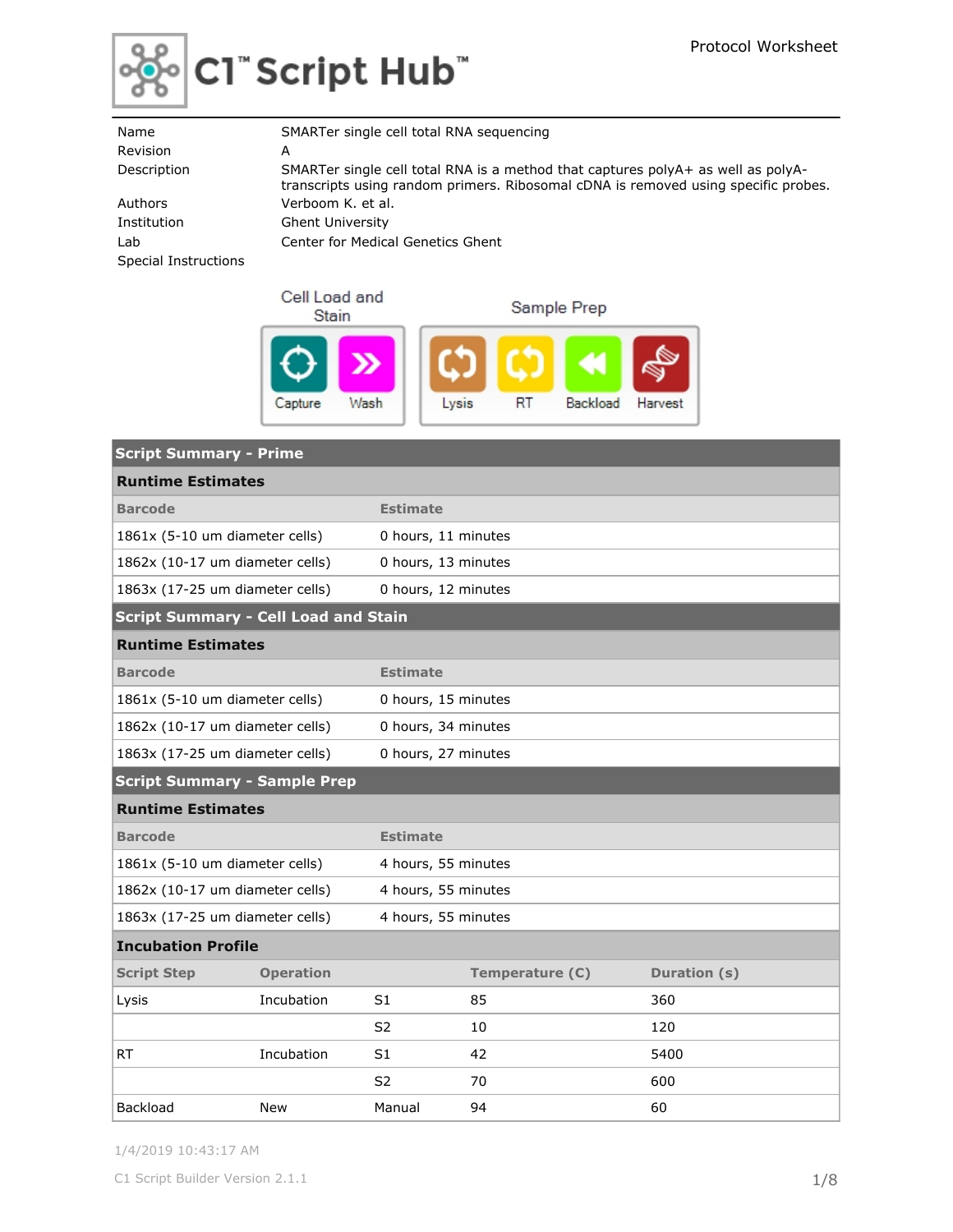C1™ Script Hub™

Protocol Worksheet

| | |
|---|---|
| Name | SMARTer single cell total RNA sequencing |
| Revision | A |
| Description | SMARTer single cell total RNA is a method that captures polyA+ as well as polyA- transcripts using random primers. Ribosomal cDNA is removed using specific probes. |
| Authors | Verboom K. et al. |
| Institution | Ghent University |
| Lab | Center for Medical Genetics Ghent |
| Special Instructions | |

Cell Load and Stain: Capture, Wash

Sample Prep: Lysis, RT, Backload, Harvest

## Script Summary - Prime

### Runtime Estimates

| Barcode | Estimate |
|---|---|
| 1861x (5-10 um diameter cells) | 0 hours, 11 minutes |
| 1862x (10-17 um diameter cells) | 0 hours, 13 minutes |
| 1863x (17-25 um diameter cells) | 0 hours, 12 minutes |

## Script Summary - Cell Load and Stain

### Runtime Estimates

| Barcode | Estimate |
|---|---|
| 1861x (5-10 um diameter cells) | 0 hours, 15 minutes |
| 1862x (10-17 um diameter cells) | 0 hours, 34 minutes |
| 1863x (17-25 um diameter cells) | 0 hours, 27 minutes |

## Script Summary - Sample Prep

### Runtime Estimates

| Barcode | Estimate |
|---|---|
| 1861x (5-10 um diameter cells) | 4 hours, 55 minutes |
| 1862x (10-17 um diameter cells) | 4 hours, 55 minutes |
| 1863x (17-25 um diameter cells) | 4 hours, 55 minutes |

### Incubation Profile

| Script Step | Operation | | Temperature (C) | Duration (s) |
|---|---|---|---|---|
| Lysis | Incubation | S1 | 85 | 360 |
| | | S2 | 10 | 120 |
| RT | Incubation | S1 | 42 | 5400 |
| | | S2 | 70 | 600 |
| Backload | New | Manual | 94 | 60 |

1/4/2019 10:43:17 AM

C1 Script Builder Version 2.1.1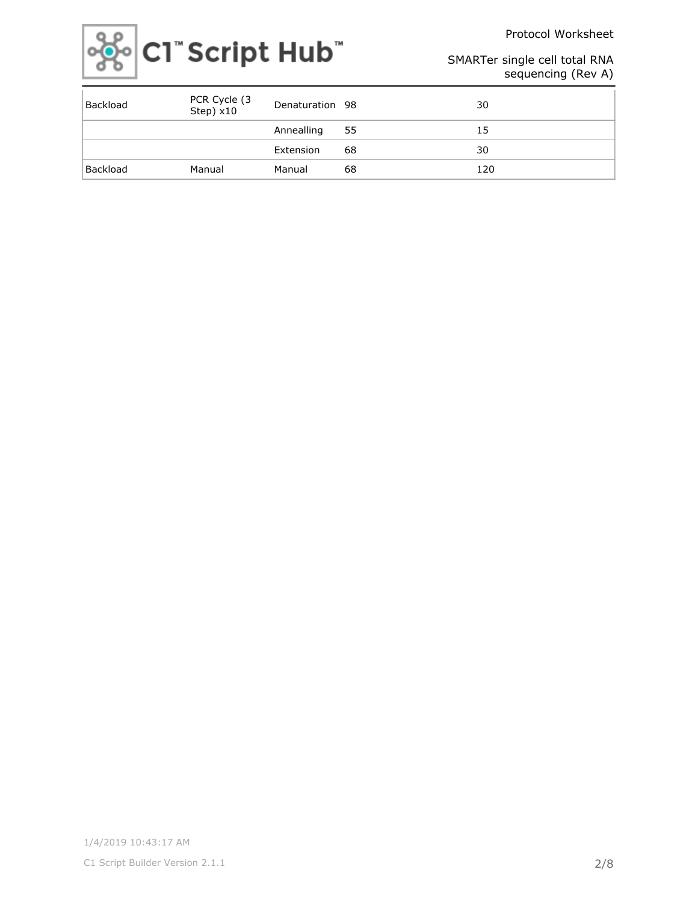| Backload | PCR Cycle (3 Step) x10 | Denaturation | 98 | 30 |
|---|---|---|---|---|
| | | Annealling | 55 | 15 |
| | | Extension | 68 | 30 |
| Backload | Manual | Manual | 68 | 120 |

1/4/2019 10:43:17 AM

C1 Script Builder Version 2.1.1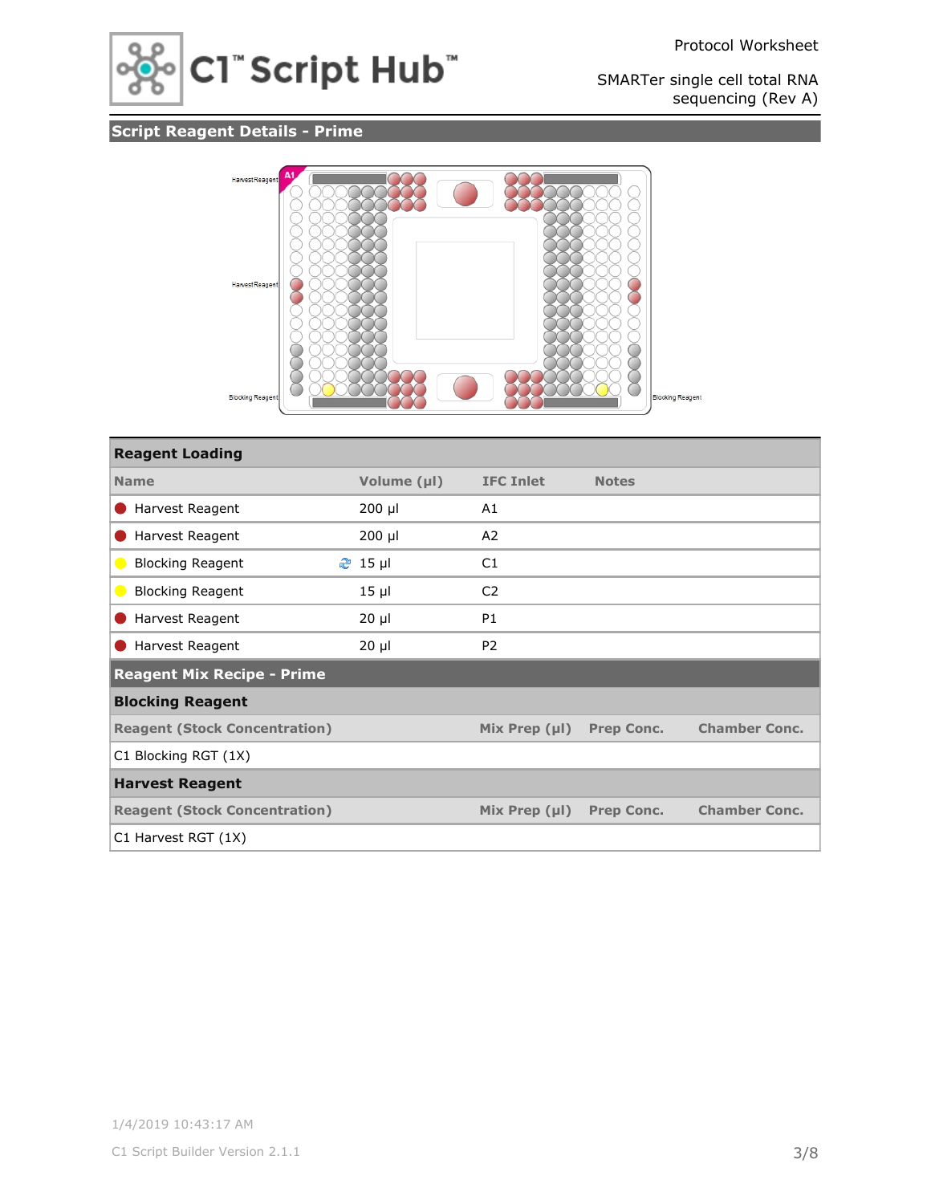Protocol Worksheet

SMARTer single cell total RNA sequencing (Rev A)

## Script Reagent Details - Prime

Harvest Reagent
A1
Harvest Reagent
Blocking Reagent
Blocking Reagent

| Reagent Loading | | | |
|---|---|---|---|
| **Name** | **Volume (µl)** | **IFC Inlet** | **Notes** |
| Harvest Reagent | 200 µl | A1 | |
| Harvest Reagent | 200 µl | A2 | |
| Blocking Reagent | 15 µl | C1 | |
| Blocking Reagent | 15 µl | C2 | |
| Harvest Reagent | 20 µl | P1 | |
| Harvest Reagent | 20 µl | P2 | |

## Reagent Mix Recipe - Prime

### Blocking Reagent

| Reagent (Stock Concentration) | Mix Prep (µl) | Prep Conc. | Chamber Conc. |
|---|---|---|---|
| C1 Blocking RGT (1X) | | | |

### Harvest Reagent

| Reagent (Stock Concentration) | Mix Prep (µl) | Prep Conc. | Chamber Conc. |
|---|---|---|---|
| C1 Harvest RGT (1X) | | | |

1/4/2019 10:43:17 AM

C1 Script Builder Version 2.1.1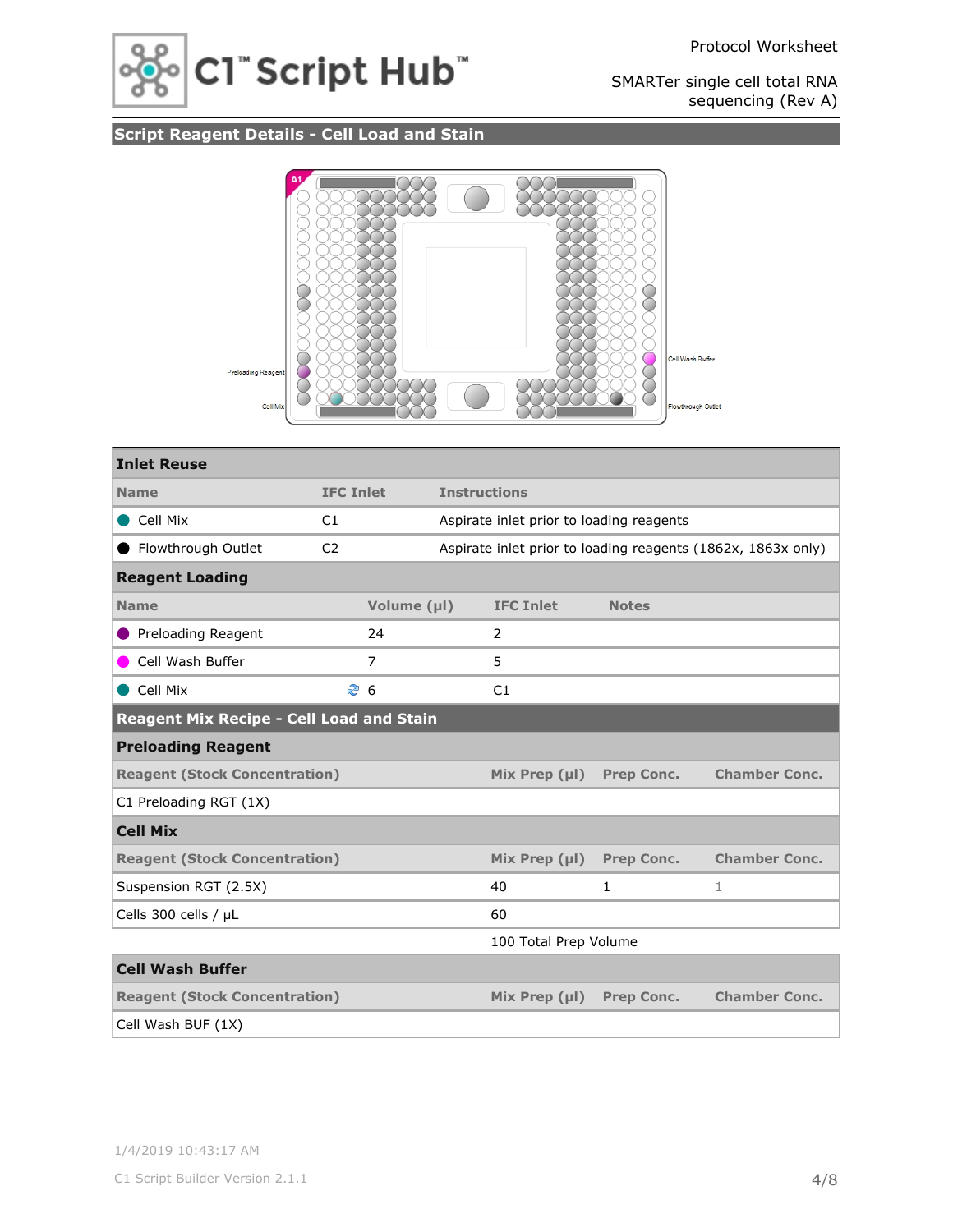Protocol Worksheet

SMARTer single cell total RNA sequencing (Rev A)

## Script Reagent Details - Cell Load and Stain

Preloading Reagent

Cell Mix

Cell Wash Buffer

Flowthrough Outlet

### Inlet Reuse

| Name | IFC Inlet | Instructions |
|---|---|---|
| Cell Mix | C1 | Aspirate inlet prior to loading reagents |
| Flowthrough Outlet | C2 | Aspirate inlet prior to loading reagents (1862x, 1863x only) |

### Reagent Loading

| Name | Volume (µl) | IFC Inlet | Notes |
|---|---|---|---|
| Preloading Reagent | 24 | 2 | |
| Cell Wash Buffer | 7 | 5 | |
| Cell Mix | 6 | C1 | |

## Reagent Mix Recipe - Cell Load and Stain

### Preloading Reagent

| Reagent (Stock Concentration) | Mix Prep (µl) | Prep Conc. | Chamber Conc. |
|---|---|---|---|
| C1 Preloading RGT (1X) | | | |

### Cell Mix

| Reagent (Stock Concentration) | Mix Prep (µl) | Prep Conc. | Chamber Conc. |
|---|---|---|---|
| Suspension RGT (2.5X) | 40 | 1 | 1 |
| Cells 300 cells / µL | 60 | | |
| | 100 Total Prep Volume | | |

### Cell Wash Buffer

| Reagent (Stock Concentration) | Mix Prep (µl) | Prep Conc. | Chamber Conc. |
|---|---|---|---|
| Cell Wash BUF (1X) | | | |

1/4/2019 10:43:17 AM

C1 Script Builder Version 2.1.1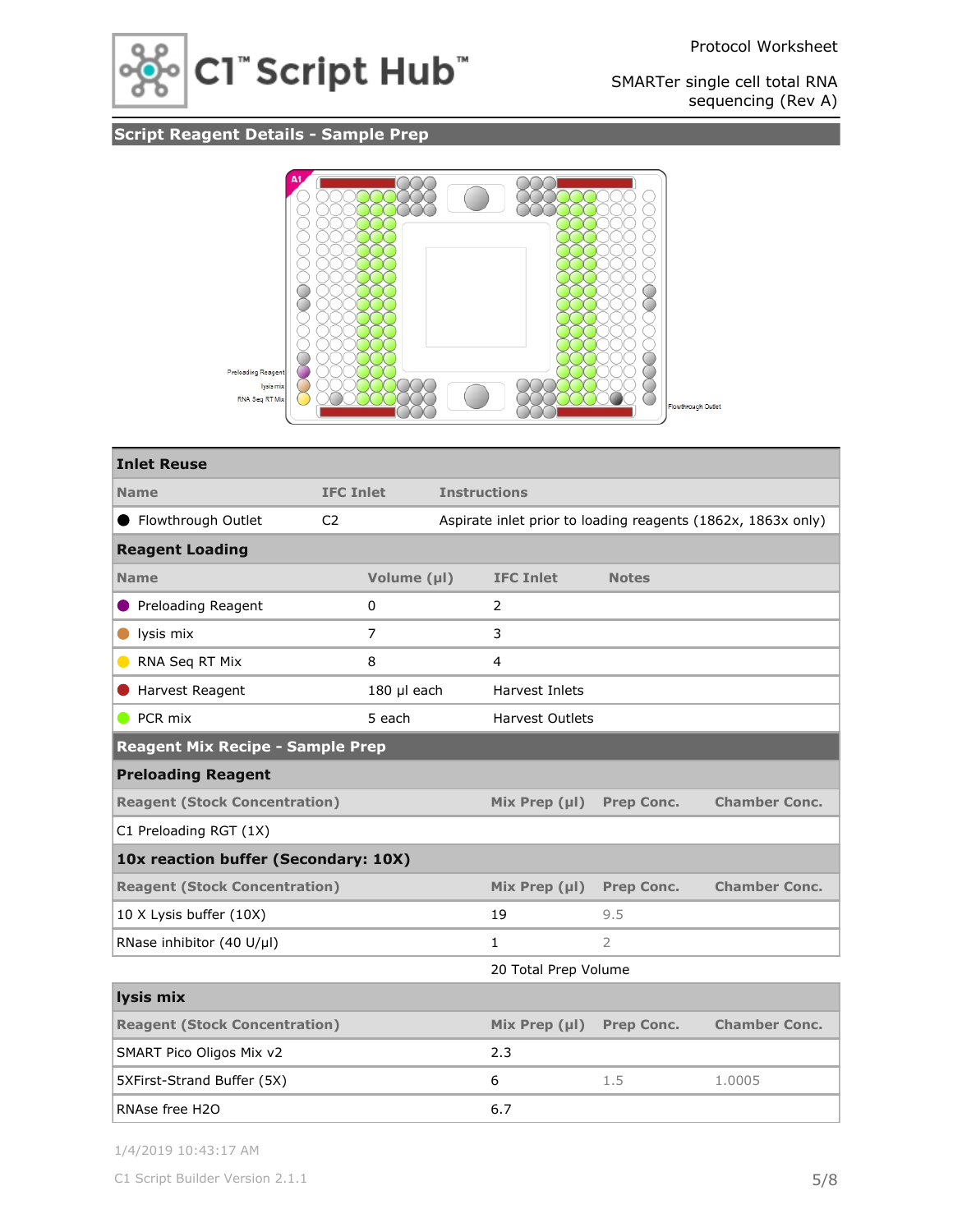## Script Reagent Details - Sample Prep

Preloading Reagent
lysis mix
RNA Seq RT Mix
Flowthrough Outlet

### Inlet Reuse

| Name | IFC Inlet | Instructions |
|---|---|---|
| Flowthrough Outlet | C2 | Aspirate inlet prior to loading reagents (1862x, 1863x only) |

### Reagent Loading

| Name | Volume (µl) | IFC Inlet | Notes |
|---|---|---|---|
| Preloading Reagent | 0 | 2 | |
| lysis mix | 7 | 3 | |
| RNA Seq RT Mix | 8 | 4 | |
| Harvest Reagent | 180 µl each | Harvest Inlets | |
| PCR mix | 5 each | Harvest Outlets | |

## Reagent Mix Recipe - Sample Prep

### Preloading Reagent

| Reagent (Stock Concentration) | Mix Prep (µl) | Prep Conc. | Chamber Conc. |
|---|---|---|---|
| C1 Preloading RGT (1X) | | | |

### 10x reaction buffer (Secondary: 10X)

| Reagent (Stock Concentration) | Mix Prep (µl) | Prep Conc. | Chamber Conc. |
|---|---|---|---|
| 10 X Lysis buffer (10X) | 19 | 9.5 | |
| RNase inhibitor (40 U/µl) | 1 | 2 | |
| | 20 Total Prep Volume | | |

### lysis mix

| Reagent (Stock Concentration) | Mix Prep (µl) | Prep Conc. | Chamber Conc. |
|---|---|---|---|
| SMART Pico Oligos Mix v2 | 2.3 | | |
| 5XFirst-Strand Buffer (5X) | 6 | 1.5 | 1.0005 |
| RNAse free H2O | 6.7 | | |

1/4/2019 10:43:17 AM

C1 Script Builder Version 2.1.1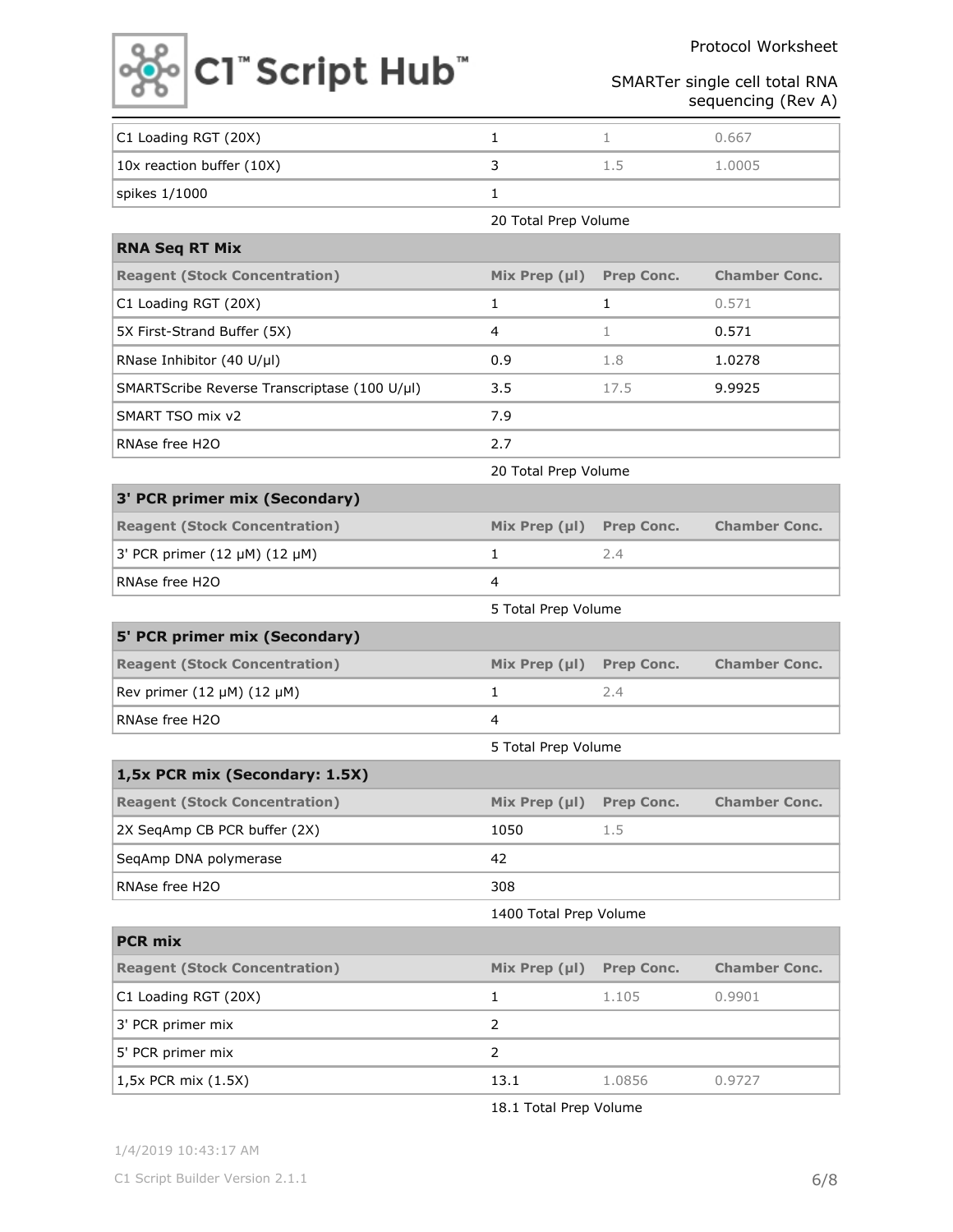| | | | |
|---|---|---|---|
| C1 Loading RGT (20X) | 1 | 1 | 0.667 |
| 10x reaction buffer (10X) | 3 | 1.5 | 1.0005 |
| spikes 1/1000 | 1 | | |

20 Total Prep Volume

### RNA Seq RT Mix

| Reagent (Stock Concentration) | Mix Prep (µl) | Prep Conc. | Chamber Conc. |
|---|---|---|---|
| C1 Loading RGT (20X) | 1 | 1 | 0.571 |
| 5X First-Strand Buffer (5X) | 4 | 1 | 0.571 |
| RNase Inhibitor (40 U/µl) | 0.9 | 1.8 | 1.0278 |
| SMARTScribe Reverse Transcriptase (100 U/µl) | 3.5 | 17.5 | 9.9925 |
| SMART TSO mix v2 | 7.9 | | |
| RNAse free H2O | 2.7 | | |

20 Total Prep Volume

### 3' PCR primer mix (Secondary)

| Reagent (Stock Concentration) | Mix Prep (µl) | Prep Conc. | Chamber Conc. |
|---|---|---|---|
| 3' PCR primer (12 µM) (12 µM) | 1 | 2.4 | |
| RNAse free H2O | 4 | | |

5 Total Prep Volume

### 5' PCR primer mix (Secondary)

| Reagent (Stock Concentration) | Mix Prep (µl) | Prep Conc. | Chamber Conc. |
|---|---|---|---|
| Rev primer (12 µM) (12 µM) | 1 | 2.4 | |
| RNAse free H2O | 4 | | |

5 Total Prep Volume

### 1,5x PCR mix (Secondary: 1.5X)

| Reagent (Stock Concentration) | Mix Prep (µl) | Prep Conc. | Chamber Conc. |
|---|---|---|---|
| 2X SeqAmp CB PCR buffer (2X) | 1050 | 1.5 | |
| SeqAmp DNA polymerase | 42 | | |
| RNAse free H2O | 308 | | |

1400 Total Prep Volume

### PCR mix

| Reagent (Stock Concentration) | Mix Prep (µl) | Prep Conc. | Chamber Conc. |
|---|---|---|---|
| C1 Loading RGT (20X) | 1 | 1.105 | 0.9901 |
| 3' PCR primer mix | 2 | | |
| 5' PCR primer mix | 2 | | |
| 1,5x PCR mix (1.5X) | 13.1 | 1.0856 | 0.9727 |

18.1 Total Prep Volume

1/4/2019 10:43:17 AM

C1 Script Builder Version 2.1.1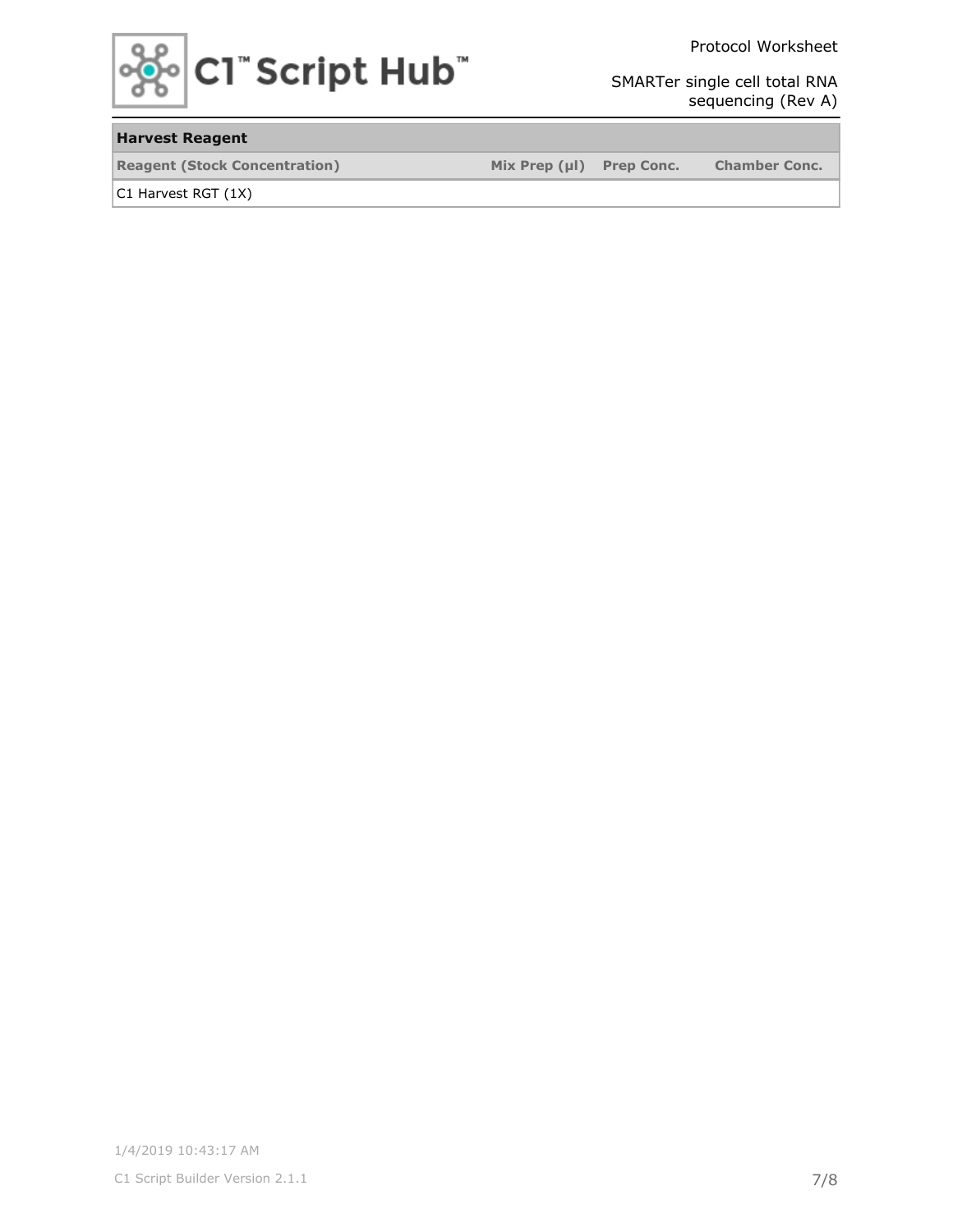| Harvest Reagent | | | |
|---|---|---|---|
| Reagent (Stock Concentration) | Mix Prep (µl) | Prep Conc. | Chamber Conc. |
| C1 Harvest RGT (1X) | | | |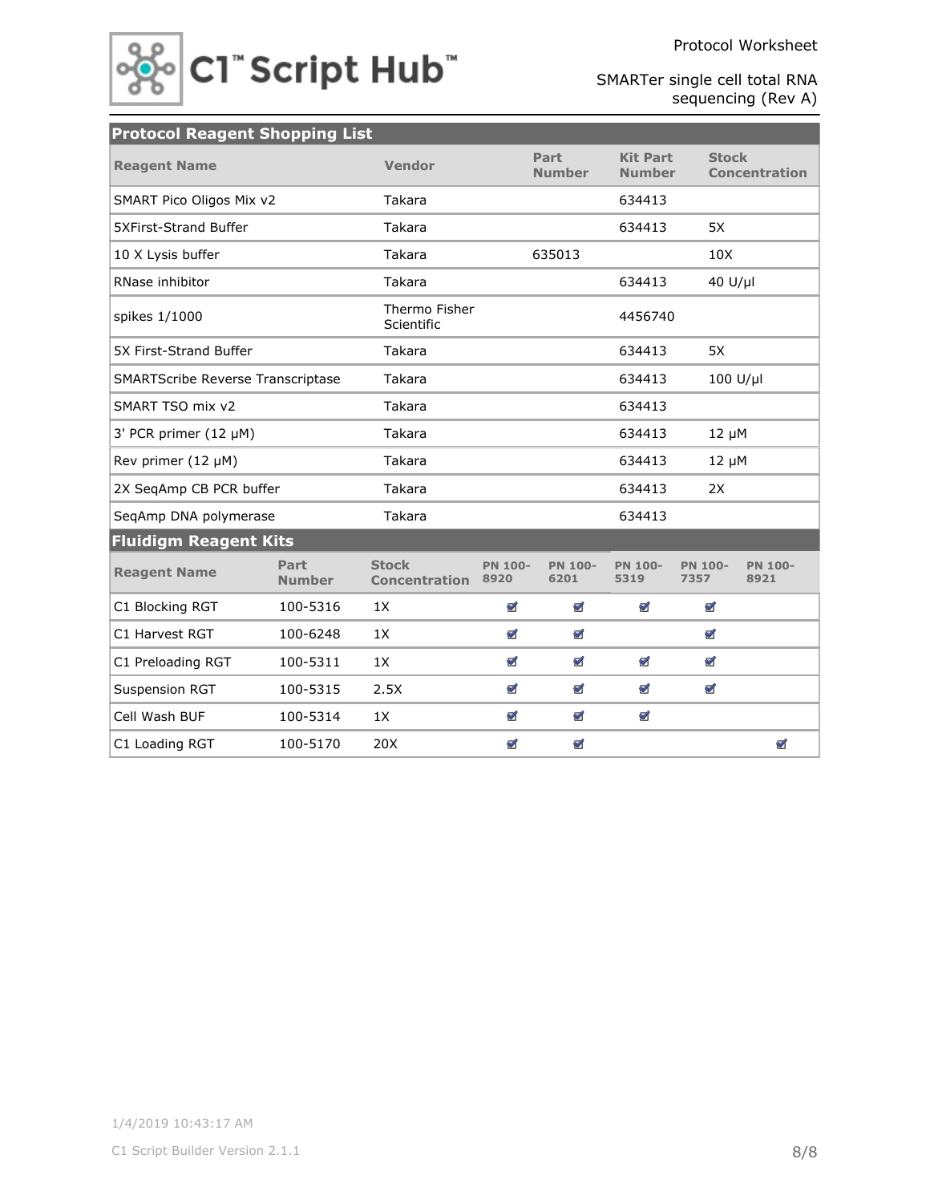## Protocol Reagent Shopping List

| Reagent Name | Vendor | Part Number | Kit Part Number | Stock Concentration |
|---|---|---|---|---|
| SMART Pico Oligos Mix v2 | Takara | | 634413 | |
| 5XFirst-Strand Buffer | Takara | | 634413 | 5X |
| 10 X Lysis buffer | Takara | 635013 | | 10X |
| RNase inhibitor | Takara | | 634413 | 40 U/µl |
| spikes 1/1000 | Thermo Fisher Scientific | | 4456740 | |
| 5X First-Strand Buffer | Takara | | 634413 | 5X |
| SMARTScribe Reverse Transcriptase | Takara | | 634413 | 100 U/µl |
| SMART TSO mix v2 | Takara | | 634413 | |
| 3' PCR primer (12 µM) | Takara | | 634413 | 12 µM |
| Rev primer (12 µM) | Takara | | 634413 | 12 µM |
| 2X SeqAmp CB PCR buffer | Takara | | 634413 | 2X |
| SeqAmp DNA polymerase | Takara | | 634413 | |

## Fluidigm Reagent Kits

| Reagent Name | Part Number | Stock Concentration | PN 100-8920 | PN 100-6201 | PN 100-5319 | PN 100-7357 | PN 100-8921 |
|---|---|---|---|---|---|---|---|
| C1 Blocking RGT | 100-5316 | 1X | ☑ | ☑ | ☑ | ☑ | |
| C1 Harvest RGT | 100-6248 | 1X | ☑ | ☑ | | ☑ | |
| C1 Preloading RGT | 100-5311 | 1X | ☑ | ☑ | ☑ | ☑ | |
| Suspension RGT | 100-5315 | 2.5X | ☑ | ☑ | ☑ | ☑ | |
| Cell Wash BUF | 100-5314 | 1X | ☑ | ☑ | ☑ | | |
| C1 Loading RGT | 100-5170 | 20X | ☑ | ☑ | | | ☑ |